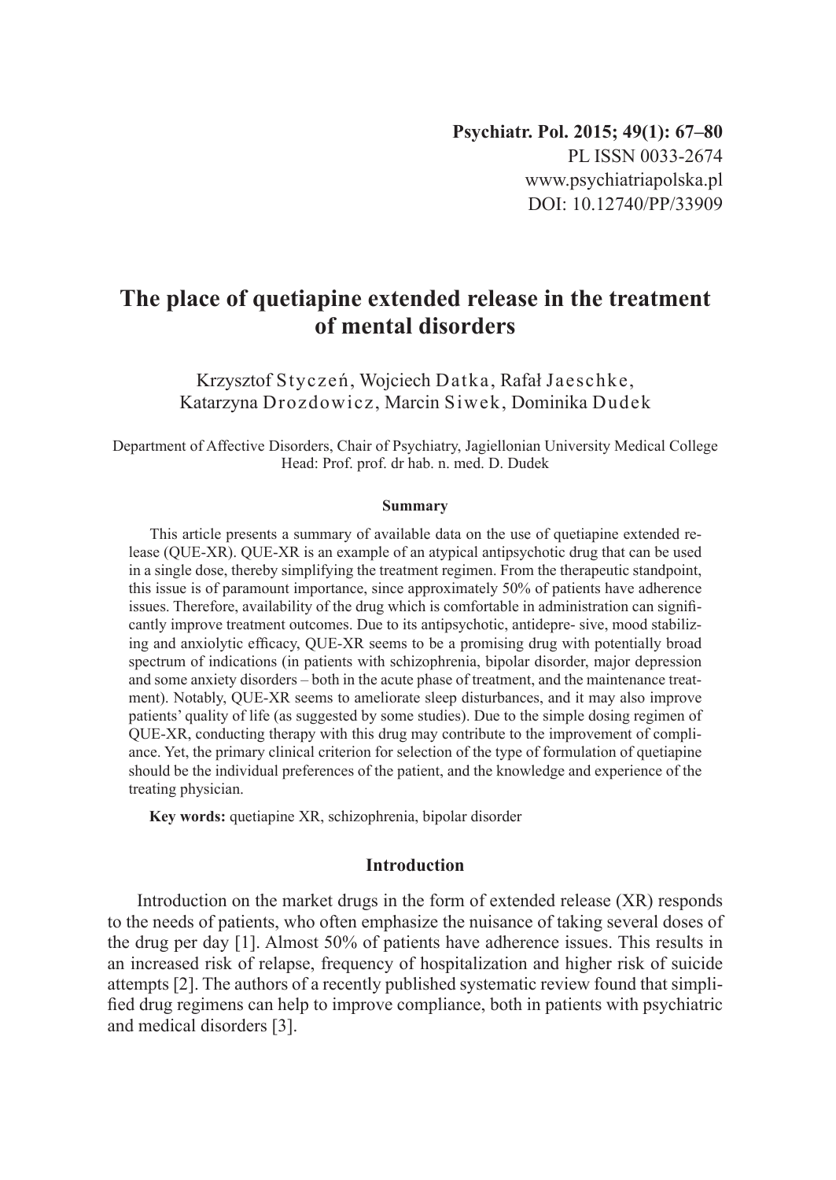Psychiatr. Pol. 2015; 49(1): 67–80
PL ISSN 0033-2674
www.psychiatriapolska.pl
DOI: 10.12740/PP/33909

# The place of quetiapine extended release in the treatment of mental disorders

Krzysztof Styczeń, Wojciech Datka, Rafał Jaeschke, Katarzyna Drozdowicz, Marcin Siwek, Dominika Dudek

Department of Affective Disorders, Chair of Psychiatry, Jagiellonian University Medical College
Head: Prof. prof. dr hab. n. med. D. Dudek

### Summary

This article presents a summary of available data on the use of quetiapine extended release (QUE-XR). QUE-XR is an example of an atypical antipsychotic drug that can be used in a single dose, thereby simplifying the treatment regimen. From the therapeutic standpoint, this issue is of paramount importance, since approximately 50% of patients have adherence issues. Therefore, availability of the drug which is comfortable in administration can significantly improve treatment outcomes. Due to its antipsychotic, antidepre- sive, mood stabilizing and anxiolytic efficacy, QUE-XR seems to be a promising drug with potentially broad spectrum of indications (in patients with schizophrenia, bipolar disorder, major depression and some anxiety disorders – both in the acute phase of treatment, and the maintenance treatment). Notably, QUE-XR seems to ameliorate sleep disturbances, and it may also improve patients' quality of life (as suggested by some studies). Due to the simple dosing regimen of QUE-XR, conducting therapy with this drug may contribute to the improvement of compliance. Yet, the primary clinical criterion for selection of the type of formulation of quetiapine should be the individual preferences of the patient, and the knowledge and experience of the treating physician.

**Key words:** quetiapine XR, schizophrenia, bipolar disorder

## Introduction

Introduction on the market drugs in the form of extended release (XR) responds to the needs of patients, who often emphasize the nuisance of taking several doses of the drug per day [1]. Almost 50% of patients have adherence issues. This results in an increased risk of relapse, frequency of hospitalization and higher risk of suicide attempts [2]. The authors of a recently published systematic review found that simplified drug regimens can help to improve compliance, both in patients with psychiatric and medical disorders [3].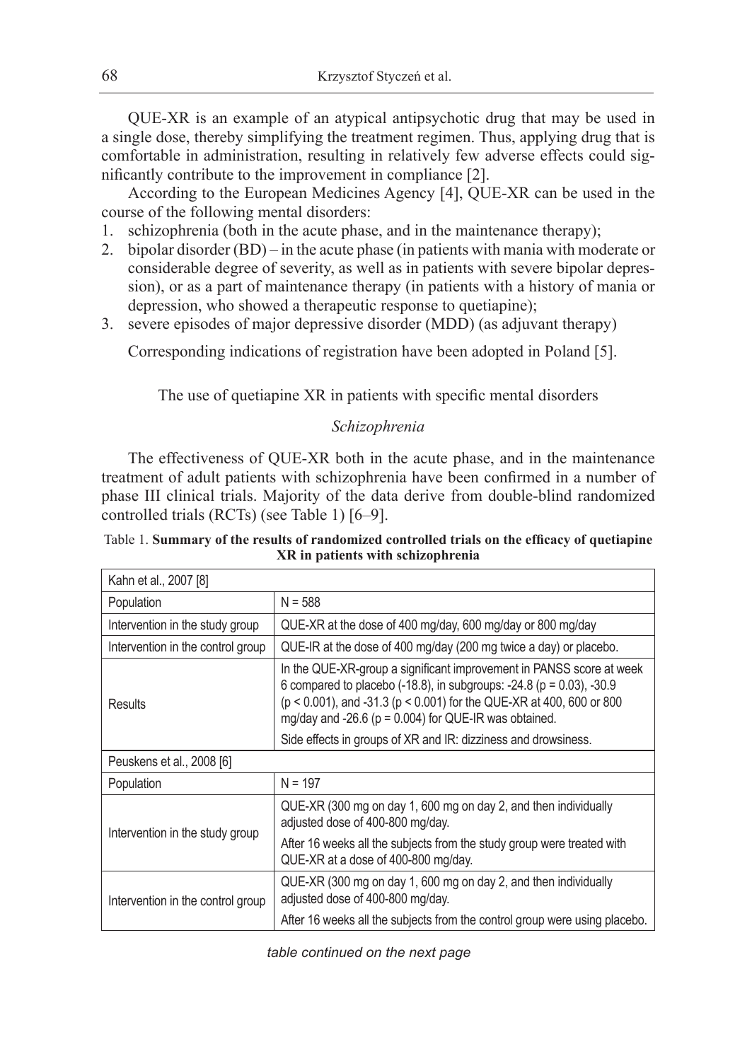QUE-XR is an example of an atypical antipsychotic drug that may be used in a single dose, thereby simplifying the treatment regimen. Thus, applying drug that is comfortable in administration, resulting in relatively few adverse effects could significantly contribute to the improvement in compliance [2].

According to the European Medicines Agency [4], QUE-XR can be used in the course of the following mental disorders:

1. schizophrenia (both in the acute phase, and in the maintenance therapy);
2. bipolar disorder (BD) – in the acute phase (in patients with mania with moderate or considerable degree of severity, as well as in patients with severe bipolar depression), or as a part of maintenance therapy (in patients with a history of mania or depression, who showed a therapeutic response to quetiapine);
3. severe episodes of major depressive disorder (MDD) (as adjuvant therapy)

Corresponding indications of registration have been adopted in Poland [5].

## The use of quetiapine XR in patients with specific mental disorders

### *Schizophrenia*

The effectiveness of QUE-XR both in the acute phase, and in the maintenance treatment of adult patients with schizophrenia have been confirmed in a number of phase III clinical trials. Majority of the data derive from double-blind randomized controlled trials (RCTs) (see Table 1) [6–9].

Table 1. **Summary of the results of randomized controlled trials on the efficacy of quetiapine XR in patients with schizophrenia**

| Kahn et al., 2007 [8] | |
|---|---|
| Population | N = 588 |
| Intervention in the study group | QUE-XR at the dose of 400 mg/day, 600 mg/day or 800 mg/day |
| Intervention in the control group | QUE-IR at the dose of 400 mg/day (200 mg twice a day) or placebo. |
| Results | In the QUE-XR-group a significant improvement in PANSS score at week 6 compared to placebo (-18.8), in subgroups: -24.8 ($p = 0.03$), -30.9 ($p < 0.001$), and -31.3 ($p < 0.001$) for the QUE-XR at 400, 600 or 800 mg/day and -26.6 ($p = 0.004$) for QUE-IR was obtained.<br>Side effects in groups of XR and IR: dizziness and drowsiness. |
| Peuskens et al., 2008 [6] | |
| Population | N = 197 |
| Intervention in the study group | QUE-XR (300 mg on day 1, 600 mg on day 2, and then individually adjusted dose of 400-800 mg/day.<br>After 16 weeks all the subjects from the study group were treated with QUE-XR at a dose of 400-800 mg/day. |
| Intervention in the control group | QUE-XR (300 mg on day 1, 600 mg on day 2, and then individually adjusted dose of 400-800 mg/day.<br>After 16 weeks all the subjects from the control group were using placebo. |

*table continued on the next page*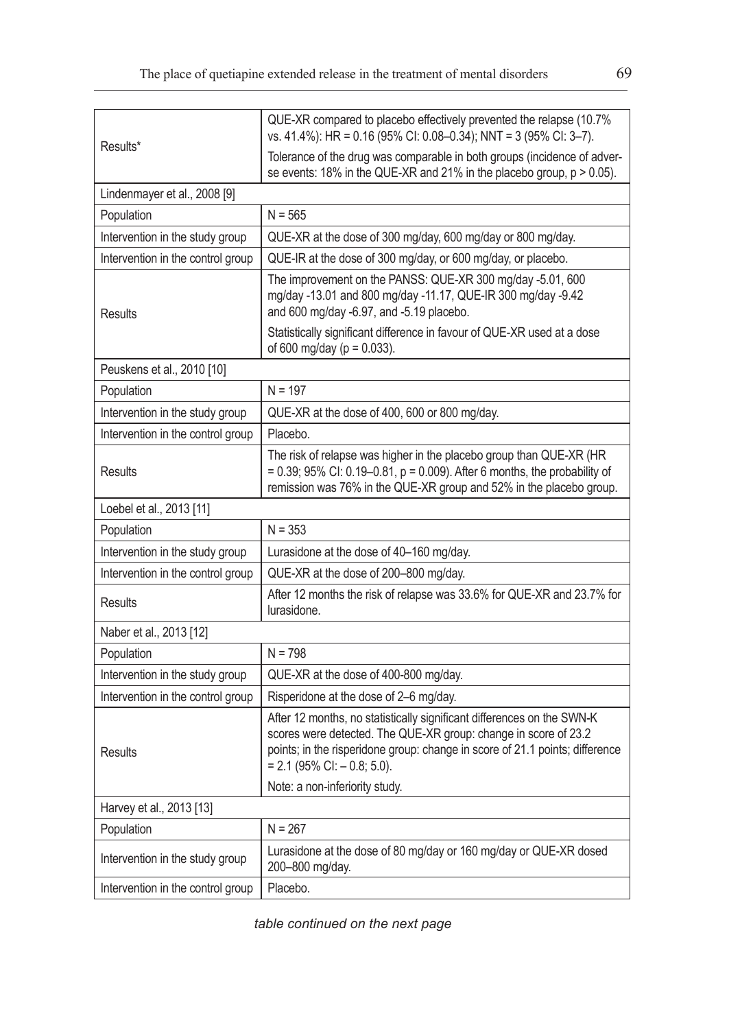| | |
|---|---|
| Results* | QUE-XR compared to placebo effectively prevented the relapse (10.7% vs. 41.4%): HR = 0.16 (95% CI: 0.08–0.34); NNT = 3 (95% CI: 3–7).<br>Tolerance of the drug was comparable in both groups (incidence of adverse events: 18% in the QUE-XR and 21% in the placebo group, $p > 0.05$). |
| Lindenmayer et al., 2008 [9] | |
| Population | N = 565 |
| Intervention in the study group | QUE-XR at the dose of 300 mg/day, 600 mg/day or 800 mg/day. |
| Intervention in the control group | QUE-IR at the dose of 300 mg/day, or 600 mg/day, or placebo. |
| Results | The improvement on the PANSS: QUE-XR 300 mg/day -5.01, 600 mg/day -13.01 and 800 mg/day -11.17, QUE-IR 300 mg/day -9.42 and 600 mg/day -6.97, and -5.19 placebo.<br>Statistically significant difference in favour of QUE-XR used at a dose of 600 mg/day ($p = 0.033$). |
| Peuskens et al., 2010 [10] | |
| Population | N = 197 |
| Intervention in the study group | QUE-XR at the dose of 400, 600 or 800 mg/day. |
| Intervention in the control group | Placebo. |
| Results | The risk of relapse was higher in the placebo group than QUE-XR (HR = 0.39; 95% CI: 0.19–0.81, $p = 0.009$). After 6 months, the probability of remission was 76% in the QUE-XR group and 52% in the placebo group. |
| Loebel et al., 2013 [11] | |
| Population | N = 353 |
| Intervention in the study group | Lurasidone at the dose of 40–160 mg/day. |
| Intervention in the control group | QUE-XR at the dose of 200–800 mg/day. |
| Results | After 12 months the risk of relapse was 33.6% for QUE-XR and 23.7% for lurasidone. |
| Naber et al., 2013 [12] | |
| Population | N = 798 |
| Intervention in the study group | QUE-XR at the dose of 400-800 mg/day. |
| Intervention in the control group | Risperidone at the dose of 2–6 mg/day. |
| Results | After 12 months, no statistically significant differences on the SWN-K scores were detected. The QUE-XR group: change in score of 23.2 points; in the risperidone group: change in score of 21.1 points; difference = 2.1 (95% CI: – 0.8; 5.0).<br>Note: a non-inferiority study. |
| Harvey et al., 2013 [13] | |
| Population | N = 267 |
| Intervention in the study group | Lurasidone at the dose of 80 mg/day or 160 mg/day or QUE-XR dosed 200–800 mg/day. |
| Intervention in the control group | Placebo. |

*table continued on the next page*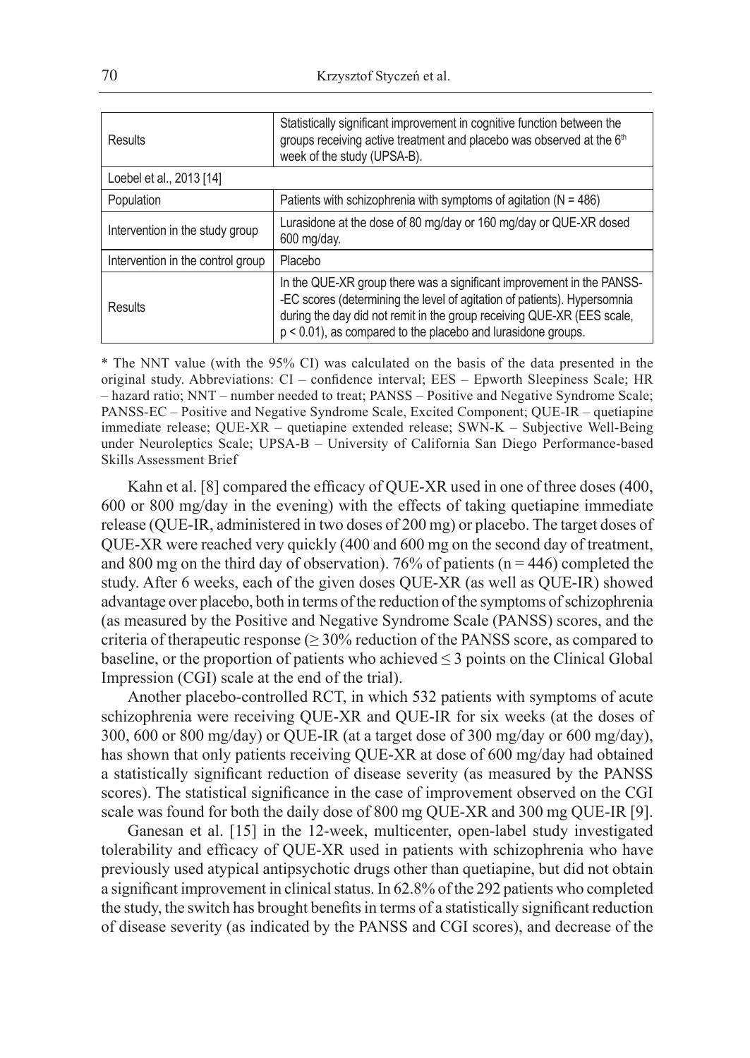| | |
|---|---|
| Results | Statistically significant improvement in cognitive function between the groups receiving active treatment and placebo was observed at the 6th week of the study (UPSA-B). |
| Loebel et al., 2013 [14] | |
| Population | Patients with schizophrenia with symptoms of agitation (N = 486) |
| Intervention in the study group | Lurasidone at the dose of 80 mg/day or 160 mg/day or QUE-XR dosed 600 mg/day. |
| Intervention in the control group | Placebo |
| Results | In the QUE-XR group there was a significant improvement in the PANSS-EC scores (determining the level of agitation of patients). Hypersomnia during the day did not remit in the group receiving QUE-XR (EES scale, $p < 0.01$), as compared to the placebo and lurasidone groups. |

* The NNT value (with the 95% CI) was calculated on the basis of the data presented in the original study. Abbreviations: CI – confidence interval; EES – Epworth Sleepiness Scale; HR – hazard ratio; NNT – number needed to treat; PANSS – Positive and Negative Syndrome Scale; PANSS-EC – Positive and Negative Syndrome Scale, Excited Component; QUE-IR – quetiapine immediate release; QUE-XR – quetiapine extended release; SWN-K – Subjective Well-Being under Neuroleptics Scale; UPSA-B – University of California San Diego Performance-based Skills Assessment Brief

Kahn et al. [8] compared the efficacy of QUE-XR used in one of three doses (400, 600 or 800 mg/day in the evening) with the effects of taking quetiapine immediate release (QUE-IR, administered in two doses of 200 mg) or placebo. The target doses of QUE-XR were reached very quickly (400 and 600 mg on the second day of treatment, and 800 mg on the third day of observation). 76% of patients (n = 446) completed the study. After 6 weeks, each of the given doses QUE-XR (as well as QUE-IR) showed advantage over placebo, both in terms of the reduction of the symptoms of schizophrenia (as measured by the Positive and Negative Syndrome Scale (PANSS) scores, and the criteria of therapeutic response ($\geq 30\%$ reduction of the PANSS score, as compared to baseline, or the proportion of patients who achieved $\leq 3$ points on the Clinical Global Impression (CGI) scale at the end of the trial).

Another placebo-controlled RCT, in which 532 patients with symptoms of acute schizophrenia were receiving QUE-XR and QUE-IR for six weeks (at the doses of 300, 600 or 800 mg/day) or QUE-IR (at a target dose of 300 mg/day or 600 mg/day), has shown that only patients receiving QUE-XR at dose of 600 mg/day had obtained a statistically significant reduction of disease severity (as measured by the PANSS scores). The statistical significance in the case of improvement observed on the CGI scale was found for both the daily dose of 800 mg QUE-XR and 300 mg QUE-IR [9].

Ganesan et al. [15] in the 12-week, multicenter, open-label study investigated tolerability and efficacy of QUE-XR used in patients with schizophrenia who have previously used atypical antipsychotic drugs other than quetiapine, but did not obtain a significant improvement in clinical status. In 62.8% of the 292 patients who completed the study, the switch has brought benefits in terms of a statistically significant reduction of disease severity (as indicated by the PANSS and CGI scores), and decrease of the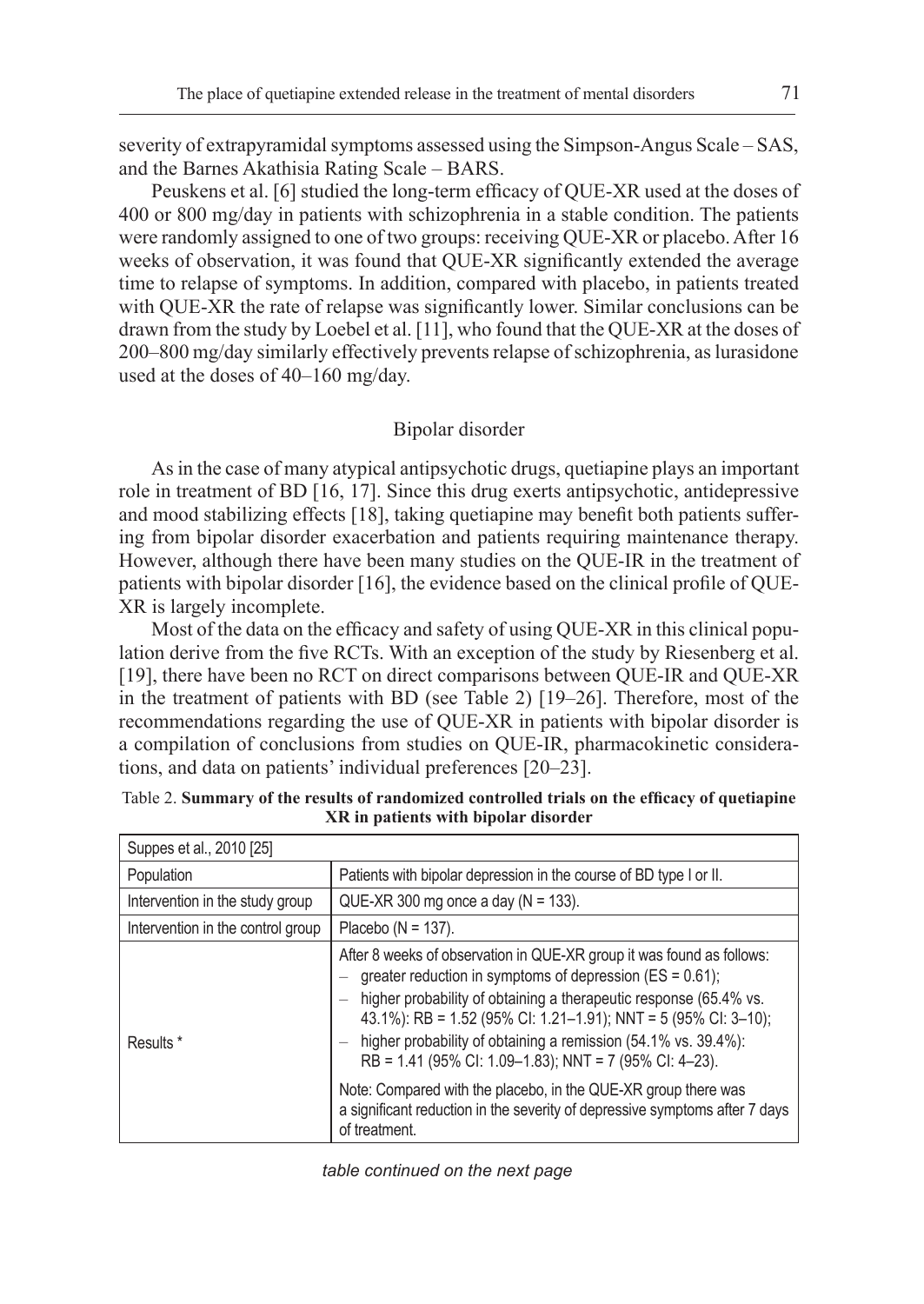severity of extrapyramidal symptoms assessed using the Simpson-Angus Scale – SAS, and the Barnes Akathisia Rating Scale – BARS.

Peuskens et al. [6] studied the long-term efficacy of QUE-XR used at the doses of 400 or 800 mg/day in patients with schizophrenia in a stable condition. The patients were randomly assigned to one of two groups: receiving QUE-XR or placebo. After 16 weeks of observation, it was found that QUE-XR significantly extended the average time to relapse of symptoms. In addition, compared with placebo, in patients treated with QUE-XR the rate of relapse was significantly lower. Similar conclusions can be drawn from the study by Loebel et al. [11], who found that the QUE-XR at the doses of 200–800 mg/day similarly effectively prevents relapse of schizophrenia, as lurasidone used at the doses of 40–160 mg/day.

## Bipolar disorder

As in the case of many atypical antipsychotic drugs, quetiapine plays an important role in treatment of BD [16, 17]. Since this drug exerts antipsychotic, antidepressive and mood stabilizing effects [18], taking quetiapine may benefit both patients suffering from bipolar disorder exacerbation and patients requiring maintenance therapy. However, although there have been many studies on the QUE-IR in the treatment of patients with bipolar disorder [16], the evidence based on the clinical profile of QUE-XR is largely incomplete.

Most of the data on the efficacy and safety of using QUE-XR in this clinical population derive from the five RCTs. With an exception of the study by Riesenberg et al. [19], there have been no RCT on direct comparisons between QUE-IR and QUE-XR in the treatment of patients with BD (see Table 2) [19–26]. Therefore, most of the recommendations regarding the use of QUE-XR in patients with bipolar disorder is a compilation of conclusions from studies on QUE-IR, pharmacokinetic considerations, and data on patients' individual preferences [20–23].

Table 2. **Summary of the results of randomized controlled trials on the efficacy of quetiapine XR in patients with bipolar disorder**

| Suppes et al., 2010 [25] | |
|---|---|
| Population | Patients with bipolar depression in the course of BD type I or II. |
| Intervention in the study group | QUE-XR 300 mg once a day (N = 133). |
| Intervention in the control group | Placebo (N = 137). |
| Results * | After 8 weeks of observation in QUE-XR group it was found as follows:<br>– greater reduction in symptoms of depression (ES = 0.61);<br>– higher probability of obtaining a therapeutic response (65.4% vs. 43.1%): RB = 1.52 (95% CI: 1.21–1.91); NNT = 5 (95% CI: 3–10);<br>– higher probability of obtaining a remission (54.1% vs. 39.4%): RB = 1.41 (95% CI: 1.09–1.83); NNT = 7 (95% CI: 4–23).<br><br>Note: Compared with the placebo, in the QUE-XR group there was a significant reduction in the severity of depressive symptoms after 7 days of treatment. |

*table continued on the next page*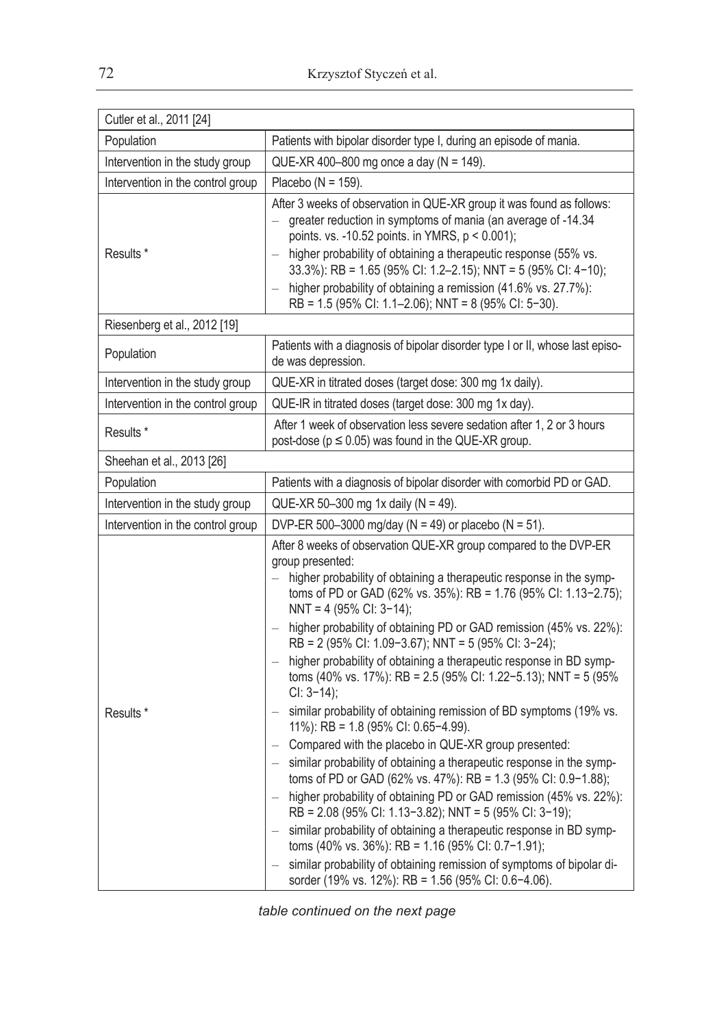| Cutler et al., 2011 [24] | |
|---|---|
| Population | Patients with bipolar disorder type I, during an episode of mania. |
| Intervention in the study group | QUE-XR 400–800 mg once a day (N = 149). |
| Intervention in the control group | Placebo (N = 159). |
| Results * | After 3 weeks of observation in QUE-XR group it was found as follows:<br>– greater reduction in symptoms of mania (an average of -14.34 points. vs. -10.52 points. in YMRS, $p < 0.001$);<br>– higher probability of obtaining a therapeutic response (55% vs. 33.3%): RB = 1.65 (95% CI: 1.2–2.15); NNT = 5 (95% CI: 4−10);<br>– higher probability of obtaining a remission (41.6% vs. 27.7%): RB = 1.5 (95% CI: 1.1–2.06); NNT = 8 (95% CI: 5−30). |
| **Riesenberg et al., 2012 [19]** | |
| Population | Patients with a diagnosis of bipolar disorder type I or II, whose last episode was depression. |
| Intervention in the study group | QUE-XR in titrated doses (target dose: 300 mg 1x daily). |
| Intervention in the control group | QUE-IR in titrated doses (target dose: 300 mg 1x day). |
| Results * | After 1 week of observation less severe sedation after 1, 2 or 3 hours post-dose ($p \leq 0.05$) was found in the QUE-XR group. |
| **Sheehan et al., 2013 [26]** | |
| Population | Patients with a diagnosis of bipolar disorder with comorbid PD or GAD. |
| Intervention in the study group | QUE-XR 50–300 mg 1x daily (N = 49). |
| Intervention in the control group | DVP-ER 500–3000 mg/day (N = 49) or placebo (N = 51). |
| Results * | After 8 weeks of observation QUE-XR group compared to the DVP-ER group presented:<br>– higher probability of obtaining a therapeutic response in the symptoms of PD or GAD (62% vs. 35%): RB = 1.76 (95% CI: 1.13−2.75); NNT = 4 (95% CI: 3−14);<br>– higher probability of obtaining PD or GAD remission (45% vs. 22%): RB = 2 (95% CI: 1.09−3.67); NNT = 5 (95% CI: 3−24);<br>– higher probability of obtaining a therapeutic response in BD symptoms (40% vs. 17%): RB = 2.5 (95% CI: 1.22−5.13); NNT = 5 (95% CI: 3−14);<br>– similar probability of obtaining remission of BD symptoms (19% vs. 11%): RB = 1.8 (95% CI: 0.65−4.99).<br>– Compared with the placebo in QUE-XR group presented:<br>– similar probability of obtaining a therapeutic response in the symptoms of PD or GAD (62% vs. 47%): RB = 1.3 (95% CI: 0.9−1.88);<br>– higher probability of obtaining PD or GAD remission (45% vs. 22%): RB = 2.08 (95% CI: 1.13−3.82); NNT = 5 (95% CI: 3−19);<br>– similar probability of obtaining a therapeutic response in BD symptoms (40% vs. 36%): RB = 1.16 (95% CI: 0.7−1.91);<br>– similar probability of obtaining remission of symptoms of bipolar disorder (19% vs. 12%): RB = 1.56 (95% CI: 0.6−4.06). |

*table continued on the next page*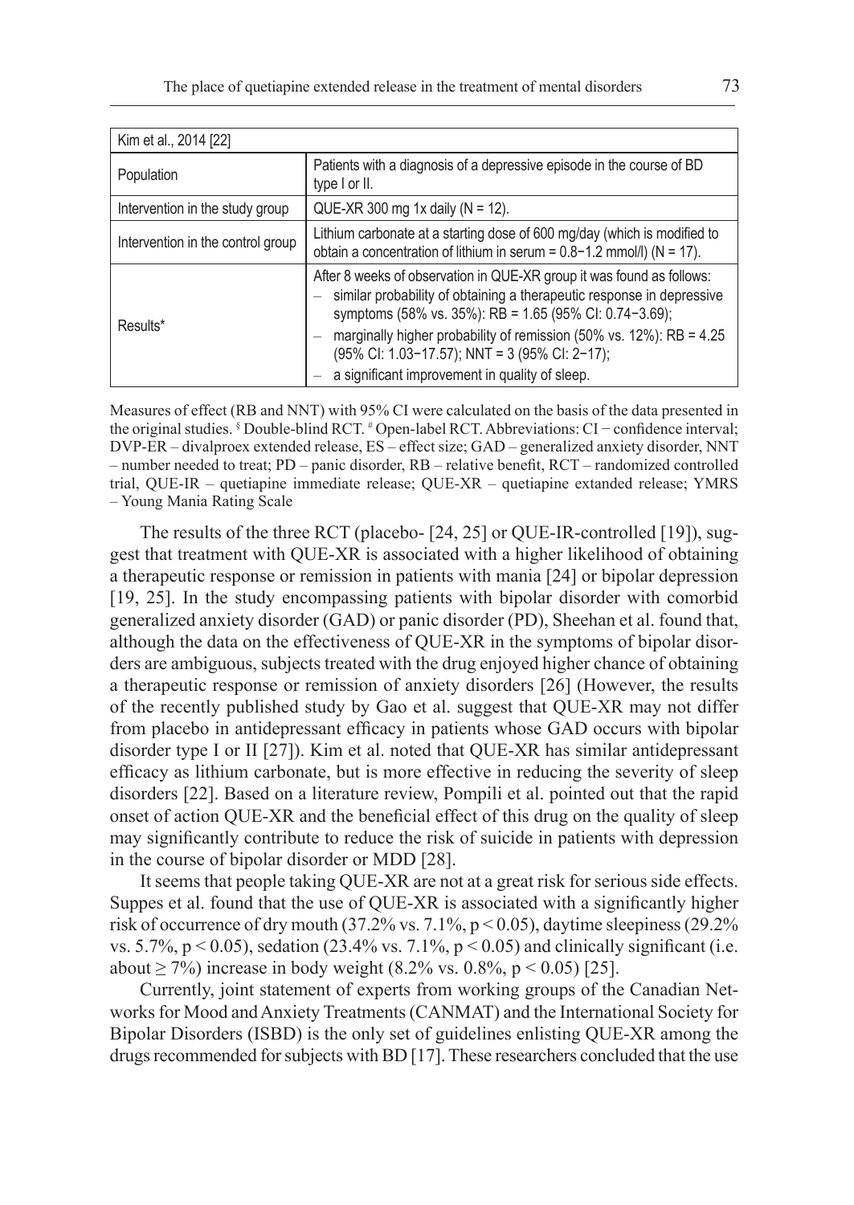| Kim et al., 2014 [22] | |
|---|---|
| Population | Patients with a diagnosis of a depressive episode in the course of BD type I or II. |
| Intervention in the study group | QUE-XR 300 mg 1x daily (N = 12). |
| Intervention in the control group | Lithium carbonate at a starting dose of 600 mg/day (which is modified to obtain a concentration of lithium in serum = 0.8−1.2 mmol/l) (N = 17). |
| Results* | After 8 weeks of observation in QUE-XR group it was found as follows:<br>– similar probability of obtaining a therapeutic response in depressive symptoms (58% vs. 35%): RB = 1.65 (95% CI: 0.74−3.69);<br>– marginally higher probability of remission (50% vs. 12%): RB = 4.25 (95% CI: 1.03−17.57); NNT = 3 (95% CI: 2−17);<br>– a significant improvement in quality of sleep. |

Measures of effect (RB and NNT) with 95% CI were calculated on the basis of the data presented in the original studies. § Double-blind RCT. # Open-label RCT. Abbreviations: CI − confidence interval; DVP-ER – divalproex extended release, ES – effect size; GAD – generalized anxiety disorder, NNT – number needed to treat; PD – panic disorder, RB – relative benefit, RCT – randomized controlled trial, QUE-IR – quetiapine immediate release; QUE-XR – quetiapine extanded release; YMRS – Young Mania Rating Scale

The results of the three RCT (placebo- [24, 25] or QUE-IR-controlled [19]), suggest that treatment with QUE-XR is associated with a higher likelihood of obtaining a therapeutic response or remission in patients with mania [24] or bipolar depression [19, 25]. In the study encompassing patients with bipolar disorder with comorbid generalized anxiety disorder (GAD) or panic disorder (PD), Sheehan et al. found that, although the data on the effectiveness of QUE-XR in the symptoms of bipolar disorders are ambiguous, subjects treated with the drug enjoyed higher chance of obtaining a therapeutic response or remission of anxiety disorders [26] (However, the results of the recently published study by Gao et al. suggest that QUE-XR may not differ from placebo in antidepressant efficacy in patients whose GAD occurs with bipolar disorder type I or II [27]). Kim et al. noted that QUE-XR has similar antidepressant efficacy as lithium carbonate, but is more effective in reducing the severity of sleep disorders [22]. Based on a literature review, Pompili et al. pointed out that the rapid onset of action QUE-XR and the beneficial effect of this drug on the quality of sleep may significantly contribute to reduce the risk of suicide in patients with depression in the course of bipolar disorder or MDD [28].

It seems that people taking QUE-XR are not at a great risk for serious side effects. Suppes et al. found that the use of QUE-XR is associated with a significantly higher risk of occurrence of dry mouth (37.2% vs. 7.1%, $p < 0.05$), daytime sleepiness (29.2% vs. 5.7%, $p < 0.05$), sedation (23.4% vs. 7.1%, $p < 0.05$) and clinically significant (i.e. about $\geq 7\%$) increase in body weight (8.2% vs. 0.8%, $p < 0.05$) [25].

Currently, joint statement of experts from working groups of the Canadian Networks for Mood and Anxiety Treatments (CANMAT) and the International Society for Bipolar Disorders (ISBD) is the only set of guidelines enlisting QUE-XR among the drugs recommended for subjects with BD [17]. These researchers concluded that the use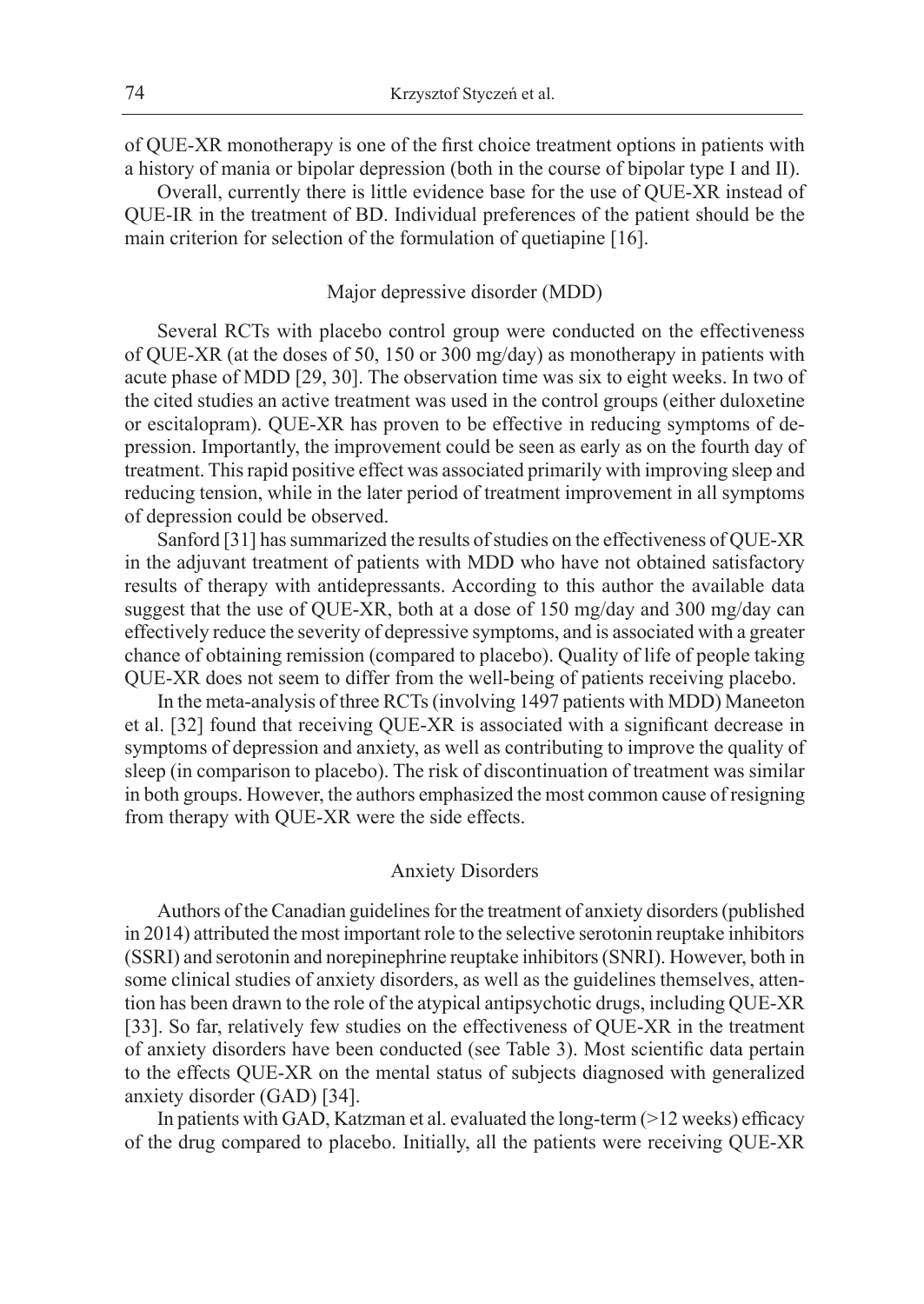of QUE-XR monotherapy is one of the first choice treatment options in patients with a history of mania or bipolar depression (both in the course of bipolar type I and II).

Overall, currently there is little evidence base for the use of QUE-XR instead of QUE-IR in the treatment of BD. Individual preferences of the patient should be the main criterion for selection of the formulation of quetiapine [16].

## Major depressive disorder (MDD)

Several RCTs with placebo control group were conducted on the effectiveness of QUE-XR (at the doses of 50, 150 or 300 mg/day) as monotherapy in patients with acute phase of MDD [29, 30]. The observation time was six to eight weeks. In two of the cited studies an active treatment was used in the control groups (either duloxetine or escitalopram). QUE-XR has proven to be effective in reducing symptoms of depression. Importantly, the improvement could be seen as early as on the fourth day of treatment. This rapid positive effect was associated primarily with improving sleep and reducing tension, while in the later period of treatment improvement in all symptoms of depression could be observed.

Sanford [31] has summarized the results of studies on the effectiveness of QUE-XR in the adjuvant treatment of patients with MDD who have not obtained satisfactory results of therapy with antidepressants. According to this author the available data suggest that the use of QUE-XR, both at a dose of 150 mg/day and 300 mg/day can effectively reduce the severity of depressive symptoms, and is associated with a greater chance of obtaining remission (compared to placebo). Quality of life of people taking QUE-XR does not seem to differ from the well-being of patients receiving placebo.

In the meta-analysis of three RCTs (involving 1497 patients with MDD) Maneeton et al. [32] found that receiving QUE-XR is associated with a significant decrease in symptoms of depression and anxiety, as well as contributing to improve the quality of sleep (in comparison to placebo). The risk of discontinuation of treatment was similar in both groups. However, the authors emphasized the most common cause of resigning from therapy with QUE-XR were the side effects.

## Anxiety Disorders

Authors of the Canadian guidelines for the treatment of anxiety disorders (published in 2014) attributed the most important role to the selective serotonin reuptake inhibitors (SSRI) and serotonin and norepinephrine reuptake inhibitors (SNRI). However, both in some clinical studies of anxiety disorders, as well as the guidelines themselves, attention has been drawn to the role of the atypical antipsychotic drugs, including QUE-XR [33]. So far, relatively few studies on the effectiveness of QUE-XR in the treatment of anxiety disorders have been conducted (see Table 3). Most scientific data pertain to the effects QUE-XR on the mental status of subjects diagnosed with generalized anxiety disorder (GAD) [34].

In patients with GAD, Katzman et al. evaluated the long-term (>12 weeks) efficacy of the drug compared to placebo. Initially, all the patients were receiving QUE-XR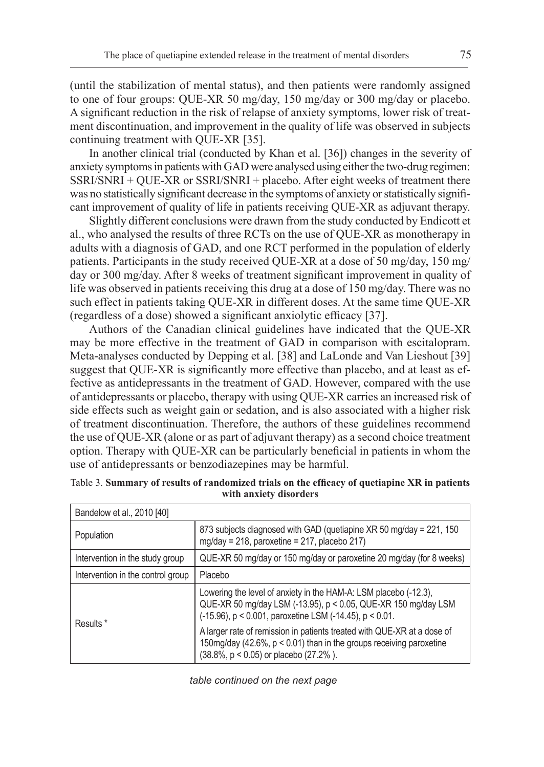(until the stabilization of mental status), and then patients were randomly assigned to one of four groups: QUE-XR 50 mg/day, 150 mg/day or 300 mg/day or placebo. A significant reduction in the risk of relapse of anxiety symptoms, lower risk of treatment discontinuation, and improvement in the quality of life was observed in subjects continuing treatment with QUE-XR [35].

In another clinical trial (conducted by Khan et al. [36]) changes in the severity of anxiety symptoms in patients with GAD were analysed using either the two-drug regimen: SSRI/SNRI + QUE-XR or SSRI/SNRI + placebo. After eight weeks of treatment there was no statistically significant decrease in the symptoms of anxiety or statistically significant improvement of quality of life in patients receiving QUE-XR as adjuvant therapy.

Slightly different conclusions were drawn from the study conducted by Endicott et al., who analysed the results of three RCTs on the use of QUE-XR as monotherapy in adults with a diagnosis of GAD, and one RCT performed in the population of elderly patients. Participants in the study received QUE-XR at a dose of 50 mg/day, 150 mg/day or 300 mg/day. After 8 weeks of treatment significant improvement in quality of life was observed in patients receiving this drug at a dose of 150 mg/day. There was no such effect in patients taking QUE-XR in different doses. At the same time QUE-XR (regardless of a dose) showed a significant anxiolytic efficacy [37].

Authors of the Canadian clinical guidelines have indicated that the QUE-XR may be more effective in the treatment of GAD in comparison with escitalopram. Meta-analyses conducted by Depping et al. [38] and LaLonde and Van Lieshout [39] suggest that QUE-XR is significantly more effective than placebo, and at least as effective as antidepressants in the treatment of GAD. However, compared with the use of antidepressants or placebo, therapy with using QUE-XR carries an increased risk of side effects such as weight gain or sedation, and is also associated with a higher risk of treatment discontinuation. Therefore, the authors of these guidelines recommend the use of QUE-XR (alone or as part of adjuvant therapy) as a second choice treatment option. Therapy with QUE-XR can be particularly beneficial in patients in whom the use of antidepressants or benzodiazepines may be harmful.

Table 3. **Summary of results of randomized trials on the efficacy of quetiapine XR in patients with anxiety disorders**

| Bandelow et al., 2010 [40] | |
|---|---|
| Population | 873 subjects diagnosed with GAD (quetiapine XR 50 mg/day = 221, 150 mg/day = 218, paroxetine = 217, placebo 217) |
| Intervention in the study group | QUE-XR 50 mg/day or 150 mg/day or paroxetine 20 mg/day (for 8 weeks) |
| Intervention in the control group | Placebo |
| Results * | Lowering the level of anxiety in the HAM-A: LSM placebo (-12.3), QUE-XR 50 mg/day LSM (-13.95), $p < 0.05$, QUE-XR 150 mg/day LSM (-15.96), $p < 0.001$, paroxetine LSM (-14.45), $p < 0.01$.<br>A larger rate of remission in patients treated with QUE-XR at a dose of 150mg/day (42.6%, $p < 0.01$) than in the groups receiving paroxetine (38.8%, $p < 0.05$) or placebo (27.2% ). |

*table continued on the next page*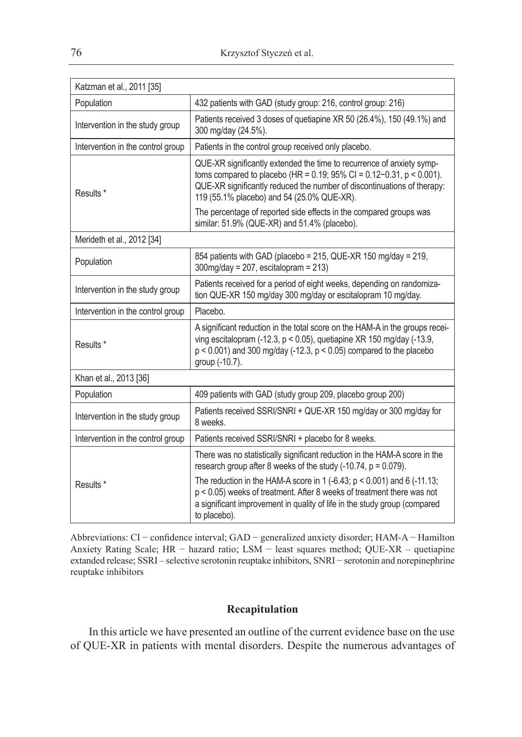| Katzman et al., 2011 [35] | |
|---|---|
| Population | 432 patients with GAD (study group: 216, control group: 216) |
| Intervention in the study group | Patients received 3 doses of quetiapine XR 50 (26.4%), 150 (49.1%) and 300 mg/day (24.5%). |
| Intervention in the control group | Patients in the control group received only placebo. |
| Results * | QUE-XR significantly extended the time to recurrence of anxiety symptoms compared to placebo (HR = 0.19; 95% CI = 0.12−0.31, $p < 0.001$). QUE-XR significantly reduced the number of discontinuations of therapy: 119 (55.1% placebo) and 54 (25.0% QUE-XR). The percentage of reported side effects in the compared groups was similar: 51.9% (QUE-XR) and 51.4% (placebo). |
| **Merideth et al., 2012 [34]** | |
| Population | 854 patients with GAD (placebo = 215, QUE-XR 150 mg/day = 219, 300mg/day = 207, escitalopram = 213) |
| Intervention in the study group | Patients received for a period of eight weeks, depending on randomization QUE-XR 150 mg/day 300 mg/day or escitalopram 10 mg/day. |
| Intervention in the control group | Placebo. |
| Results * | A significant reduction in the total score on the HAM-A in the groups receiving escitalopram (-12.3, $p < 0.05$), quetiapine XR 150 mg/day (-13.9, $p < 0.001$) and 300 mg/day (-12.3, $p < 0.05$) compared to the placebo group (-10.7). |
| **Khan et al., 2013 [36]** | |
| Population | 409 patients with GAD (study group 209, placebo group 200) |
| Intervention in the study group | Patients received SSRI/SNRI + QUE-XR 150 mg/day or 300 mg/day for 8 weeks. |
| Intervention in the control group | Patients received SSRI/SNRI + placebo for 8 weeks. |
| Results * | There was no statistically significant reduction in the HAM-A score in the research group after 8 weeks of the study (-10.74, $p = 0.079$). The reduction in the HAM-A score in 1 (-6.43; $p < 0.001$) and 6 (-11.13; $p < 0.05$) weeks of treatment. After 8 weeks of treatment there was not a significant improvement in quality of life in the study group (compared to placebo). |

Abbreviations: CI − confidence interval; GAD − generalized anxiety disorder; HAM-A − Hamilton Anxiety Rating Scale; HR − hazard ratio; LSM − least squares method; QUE-XR – quetiapine extanded release; SSRI – selective serotonin reuptake inhibitors, SNRI − serotonin and norepinephrine reuptake inhibitors

## Recapitulation

In this article we have presented an outline of the current evidence base on the use of QUE-XR in patients with mental disorders. Despite the numerous advantages of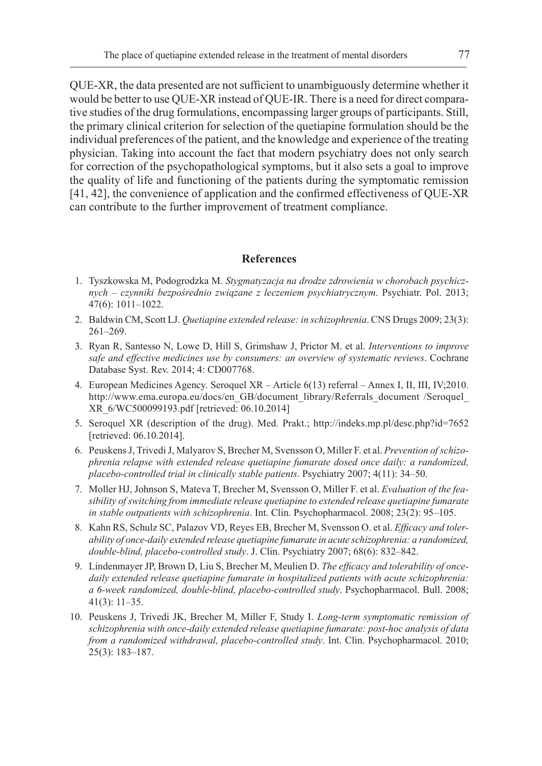QUE-XR, the data presented are not sufficient to unambiguously determine whether it would be better to use QUE-XR instead of QUE-IR. There is a need for direct comparative studies of the drug formulations, encompassing larger groups of participants. Still, the primary clinical criterion for selection of the quetiapine formulation should be the individual preferences of the patient, and the knowledge and experience of the treating physician. Taking into account the fact that modern psychiatry does not only search for correction of the psychopathological symptoms, but it also sets a goal to improve the quality of life and functioning of the patients during the symptomatic remission [41, 42], the convenience of application and the confirmed effectiveness of QUE-XR can contribute to the further improvement of treatment compliance.

## References

1. Tyszkowska M, Podogrodzka M. *Stygmatyzacja na drodze zdrowienia w chorobach psychicznych – czynniki bezpośrednio związane z leczeniem psychiatrycznym*. Psychiatr. Pol. 2013; 47(6): 1011–1022.
2. Baldwin CM, Scott LJ. *Quetiapine extended release: in schizophrenia*. CNS Drugs 2009; 23(3): 261–269.
3. Ryan R, Santesso N, Lowe D, Hill S, Grimshaw J, Prictor M. et al. *Interventions to improve safe and effective medicines use by consumers: an overview of systematic reviews*. Cochrane Database Syst. Rev. 2014; 4: CD007768.
4. European Medicines Agency. Seroquel XR – Article 6(13) referral – Annex I, II, III, IV;2010. http://www.ema.europa.eu/docs/en_GB/document_library/Referrals_document /Seroquel_XR_6/WC500099193.pdf [retrieved: 06.10.2014]
5. Seroquel XR (description of the drug). Med. Prakt.; http://indeks.mp.pl/desc.php?id=7652 [retrieved: 06.10.2014].
6. Peuskens J, Trivedi J, Malyarov S, Brecher M, Svensson O, Miller F. et al. *Prevention of schizophrenia relapse with extended release quetiapine fumarate dosed once daily: a randomized, placebo-controlled trial in clinically stable patients*. Psychiatry 2007; 4(11): 34–50.
7. Moller HJ, Johnson S, Mateva T, Brecher M, Svensson O, Miller F. et al. *Evaluation of the feasibility of switching from immediate release quetiapine to extended release quetiapine fumarate in stable outpatients with schizophrenia*. Int. Clin. Psychopharmacol. 2008; 23(2): 95–105.
8. Kahn RS, Schulz SC, Palazov VD, Reyes EB, Brecher M, Svensson O. et al. *Efficacy and tolerability of once-daily extended release quetiapine fumarate in acute schizophrenia: a randomized, double-blind, placebo-controlled study*. J. Clin. Psychiatry 2007; 68(6): 832–842.
9. Lindenmayer JP, Brown D, Liu S, Brecher M, Meulien D. *The efficacy and tolerability of once-daily extended release quetiapine fumarate in hospitalized patients with acute schizophrenia: a 6-week randomized, double-blind, placebo-controlled study*. Psychopharmacol. Bull. 2008; 41(3): 11–35.
10. Peuskens J, Trivedi JK, Brecher M, Miller F, Study I. *Long-term symptomatic remission of schizophrenia with once-daily extended release quetiapine fumarate: post-hoc analysis of data from a randomized withdrawal, placebo-controlled study*. Int. Clin. Psychopharmacol. 2010; 25(3): 183–187.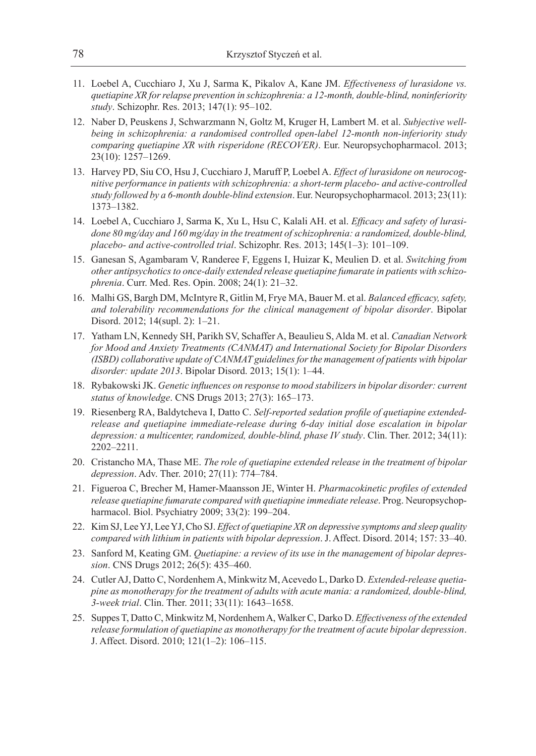11. Loebel A, Cucchiaro J, Xu J, Sarma K, Pikalov A, Kane JM. *Effectiveness of lurasidone vs. quetiapine XR for relapse prevention in schizophrenia: a 12-month, double-blind, noninferiority study*. Schizophr. Res. 2013; 147(1): 95–102.
12. Naber D, Peuskens J, Schwarzmann N, Goltz M, Kruger H, Lambert M. et al. *Subjective well-being in schizophrenia: a randomised controlled open-label 12-month non-inferiority study comparing quetiapine XR with risperidone (RECOVER)*. Eur. Neuropsychopharmacol. 2013; 23(10): 1257–1269.
13. Harvey PD, Siu CO, Hsu J, Cucchiaro J, Maruff P, Loebel A. *Effect of lurasidone on neurocognitive performance in patients with schizophrenia: a short-term placebo- and active-controlled study followed by a 6-month double-blind extension*. Eur. Neuropsychopharmacol. 2013; 23(11): 1373–1382.
14. Loebel A, Cucchiaro J, Sarma K, Xu L, Hsu C, Kalali AH. et al. *Efficacy and safety of lurasidone 80 mg/day and 160 mg/day in the treatment of schizophrenia: a randomized, double-blind, placebo- and active-controlled trial*. Schizophr. Res. 2013; 145(1–3): 101–109.
15. Ganesan S, Agambaram V, Randeree F, Eggens I, Huizar K, Meulien D. et al. *Switching from other antipsychotics to once-daily extended release quetiapine fumarate in patients with schizophrenia*. Curr. Med. Res. Opin. 2008; 24(1): 21–32.
16. Malhi GS, Bargh DM, McIntyre R, Gitlin M, Frye MA, Bauer M. et al. *Balanced efficacy, safety, and tolerability recommendations for the clinical management of bipolar disorder*. Bipolar Disord. 2012; 14(supl. 2): 1–21.
17. Yatham LN, Kennedy SH, Parikh SV, Schaffer A, Beaulieu S, Alda M. et al. *Canadian Network for Mood and Anxiety Treatments (CANMAT) and International Society for Bipolar Disorders (ISBD) collaborative update of CANMAT guidelines for the management of patients with bipolar disorder: update 2013*. Bipolar Disord. 2013; 15(1): 1–44.
18. Rybakowski JK. *Genetic influences on response to mood stabilizers in bipolar disorder: current status of knowledge*. CNS Drugs 2013; 27(3): 165–173.
19. Riesenberg RA, Baldytcheva I, Datto C. *Self-reported sedation profile of quetiapine extended-release and quetiapine immediate-release during 6-day initial dose escalation in bipolar depression: a multicenter, randomized, double-blind, phase IV study*. Clin. Ther. 2012; 34(11): 2202–2211.
20. Cristancho MA, Thase ME. *The role of quetiapine extended release in the treatment of bipolar depression*. Adv. Ther. 2010; 27(11): 774–784.
21. Figueroa C, Brecher M, Hamer-Maansson JE, Winter H. *Pharmacokinetic profiles of extended release quetiapine fumarate compared with quetiapine immediate release*. Prog. Neuropsychopharmacol. Biol. Psychiatry 2009; 33(2): 199–204.
22. Kim SJ, Lee YJ, Lee YJ, Cho SJ. *Effect of quetiapine XR on depressive symptoms and sleep quality compared with lithium in patients with bipolar depression*. J. Affect. Disord. 2014; 157: 33–40.
23. Sanford M, Keating GM. *Quetiapine: a review of its use in the management of bipolar depression*. CNS Drugs 2012; 26(5): 435–460.
24. Cutler AJ, Datto C, Nordenhem A, Minkwitz M, Acevedo L, Darko D. *Extended-release quetiapine as monotherapy for the treatment of adults with acute mania: a randomized, double-blind, 3-week trial*. Clin. Ther. 2011; 33(11): 1643–1658.
25. Suppes T, Datto C, Minkwitz M, Nordenhem A, Walker C, Darko D. *Effectiveness of the extended release formulation of quetiapine as monotherapy for the treatment of acute bipolar depression*. J. Affect. Disord. 2010; 121(1–2): 106–115.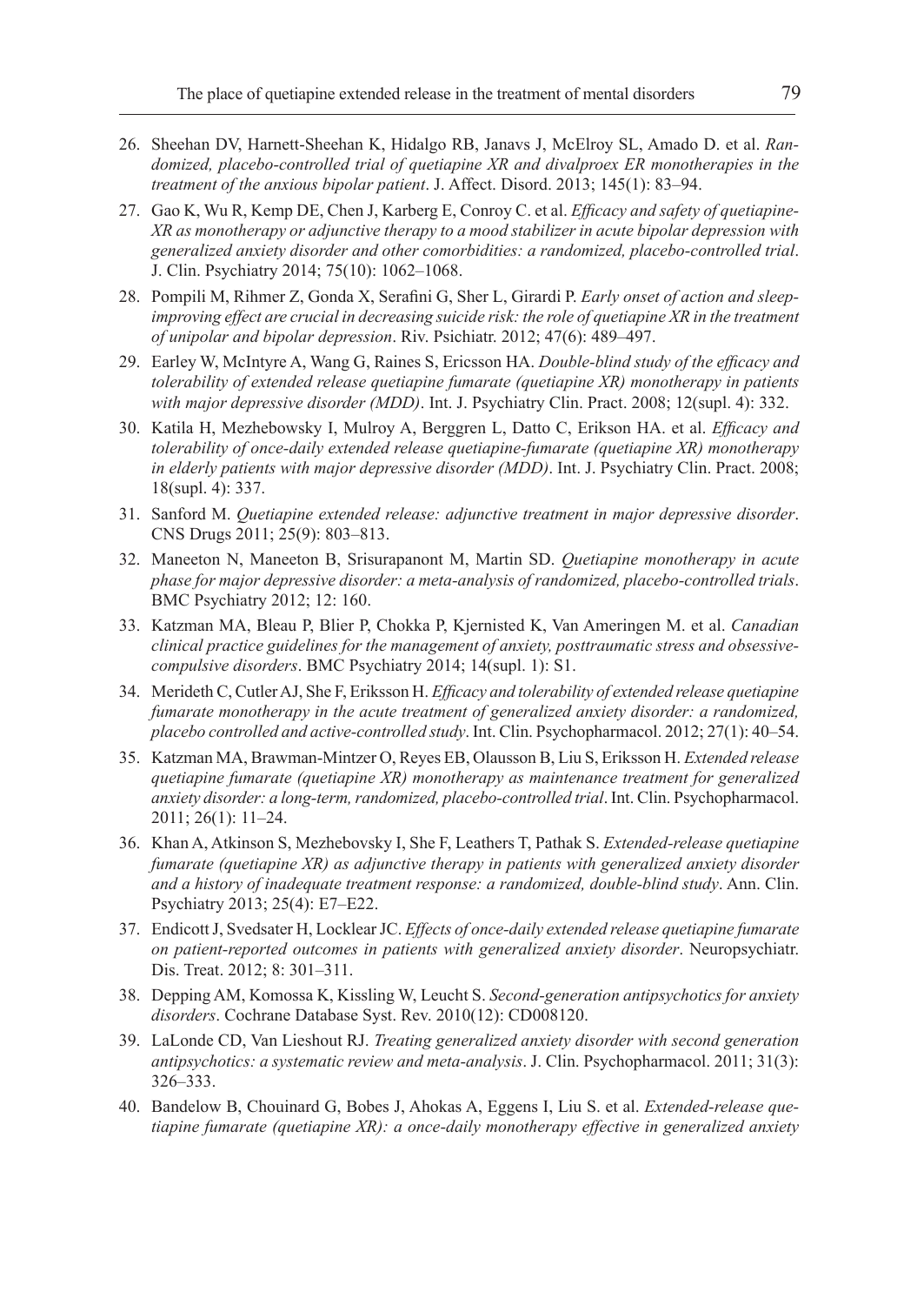26. Sheehan DV, Harnett-Sheehan K, Hidalgo RB, Janavs J, McElroy SL, Amado D. et al. *Randomized, placebo-controlled trial of quetiapine XR and divalproex ER monotherapies in the treatment of the anxious bipolar patient*. J. Affect. Disord. 2013; 145(1): 83–94.
27. Gao K, Wu R, Kemp DE, Chen J, Karberg E, Conroy C. et al. *Efficacy and safety of quetiapine-XR as monotherapy or adjunctive therapy to a mood stabilizer in acute bipolar depression with generalized anxiety disorder and other comorbidities: a randomized, placebo-controlled trial*. J. Clin. Psychiatry 2014; 75(10): 1062–1068.
28. Pompili M, Rihmer Z, Gonda X, Serafini G, Sher L, Girardi P. *Early onset of action and sleep-improving effect are crucial in decreasing suicide risk: the role of quetiapine XR in the treatment of unipolar and bipolar depression*. Riv. Psichiatr. 2012; 47(6): 489–497.
29. Earley W, McIntyre A, Wang G, Raines S, Ericsson HA. *Double-blind study of the efficacy and tolerability of extended release quetiapine fumarate (quetiapine XR) monotherapy in patients with major depressive disorder (MDD)*. Int. J. Psychiatry Clin. Pract. 2008; 12(supl. 4): 332.
30. Katila H, Mezhebowsky I, Mulroy A, Berggren L, Datto C, Erikson HA. et al. *Efficacy and tolerability of once-daily extended release quetiapine-fumarate (quetiapine XR) monotherapy in elderly patients with major depressive disorder (MDD)*. Int. J. Psychiatry Clin. Pract. 2008; 18(supl. 4): 337.
31. Sanford M. *Quetiapine extended release: adjunctive treatment in major depressive disorder*. CNS Drugs 2011; 25(9): 803–813.
32. Maneeton N, Maneeton B, Srisurapanont M, Martin SD. *Quetiapine monotherapy in acute phase for major depressive disorder: a meta-analysis of randomized, placebo-controlled trials*. BMC Psychiatry 2012; 12: 160.
33. Katzman MA, Bleau P, Blier P, Chokka P, Kjernisted K, Van Ameringen M. et al. *Canadian clinical practice guidelines for the management of anxiety, posttraumatic stress and obsessive-compulsive disorders*. BMC Psychiatry 2014; 14(supl. 1): S1.
34. Merideth C, Cutler AJ, She F, Eriksson H. *Efficacy and tolerability of extended release quetiapine fumarate monotherapy in the acute treatment of generalized anxiety disorder: a randomized, placebo controlled and active-controlled study*. Int. Clin. Psychopharmacol. 2012; 27(1): 40–54.
35. Katzman MA, Brawman-Mintzer O, Reyes EB, Olausson B, Liu S, Eriksson H. *Extended release quetiapine fumarate (quetiapine XR) monotherapy as maintenance treatment for generalized anxiety disorder: a long-term, randomized, placebo-controlled trial*. Int. Clin. Psychopharmacol. 2011; 26(1): 11–24.
36. Khan A, Atkinson S, Mezhebovsky I, She F, Leathers T, Pathak S. *Extended-release quetiapine fumarate (quetiapine XR) as adjunctive therapy in patients with generalized anxiety disorder and a history of inadequate treatment response: a randomized, double-blind study*. Ann. Clin. Psychiatry 2013; 25(4): E7–E22.
37. Endicott J, Svedsater H, Locklear JC. *Effects of once-daily extended release quetiapine fumarate on patient-reported outcomes in patients with generalized anxiety disorder*. Neuropsychiatr. Dis. Treat. 2012; 8: 301–311.
38. Depping AM, Komossa K, Kissling W, Leucht S. *Second-generation antipsychotics for anxiety disorders*. Cochrane Database Syst. Rev. 2010(12): CD008120.
39. LaLonde CD, Van Lieshout RJ. *Treating generalized anxiety disorder with second generation antipsychotics: a systematic review and meta-analysis*. J. Clin. Psychopharmacol. 2011; 31(3): 326–333.
40. Bandelow B, Chouinard G, Bobes J, Ahokas A, Eggens I, Liu S. et al. *Extended-release quetiapine fumarate (quetiapine XR): a once-daily monotherapy effective in generalized anxiety*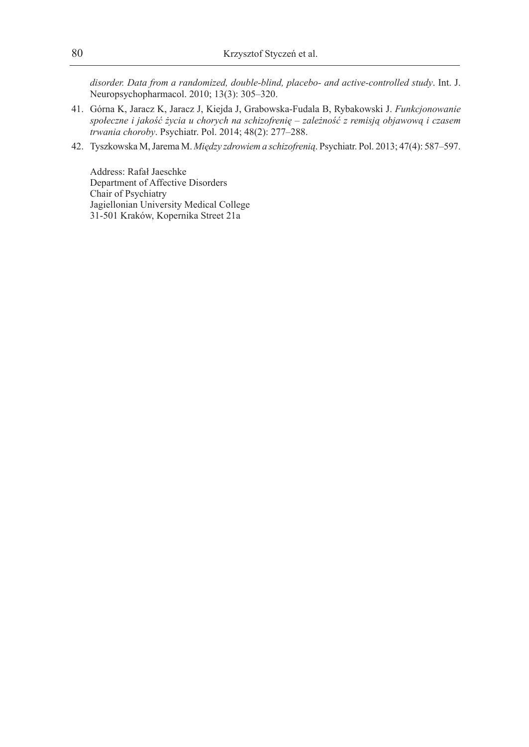*disorder. Data from a randomized, double-blind, placebo- and active-controlled study*. Int. J. Neuropsychopharmacol. 2010; 13(3): 305–320.

41. Górna K, Jaracz K, Jaracz J, Kiejda J, Grabowska-Fudala B, Rybakowski J. *Funkcjonowanie społeczne i jakość życia u chorych na schizofrenię – zależność z remisją objawową i czasem trwania choroby*. Psychiatr. Pol. 2014; 48(2): 277–288.
42. Tyszkowska M, Jarema M. *Między zdrowiem a schizofrenią*. Psychiatr. Pol. 2013; 47(4): 587–597.

Address: Rafał Jaeschke
Department of Affective Disorders
Chair of Psychiatry
Jagiellonian University Medical College
31-501 Kraków, Kopernika Street 21a